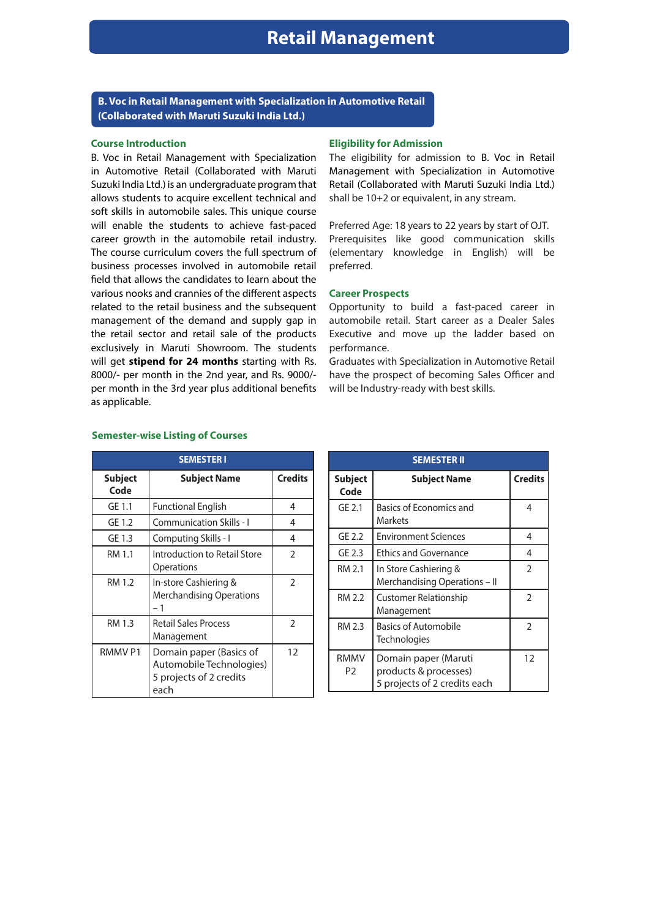# Retail Management

## B. Voc in Retail Management with Specialization in Automotive Retail (Collaborated with Maruti Suzuki India Ltd.)

### Course Introduction

B. Voc in Retail Management with Specialization in Automotive Retail (Collaborated with Maruti Suzuki India Ltd.) is an undergraduate program that allows students to acquire excellent technical and soft skills in automobile sales. This unique course will enable the students to achieve fast-paced career growth in the automobile retail industry. The course curriculum covers the full spectrum of business processes involved in automobile retail field that allows the candidates to learn about the various nooks and crannies of the different aspects related to the retail business and the subsequent management of the demand and supply gap in the retail sector and retail sale of the products exclusively in Maruti Showroom. The students will get **stipend for 24 months** starting with Rs. 8000/- per month in the 2nd year, and Rs. 9000/- per month in the 3rd year plus additional benefits as applicable.

### Eligibility for Admission

The eligibility for admission to B. Voc in Retail Management with Specialization in Automotive Retail (Collaborated with Maruti Suzuki India Ltd.) shall be 10+2 or equivalent, in any stream.

Preferred Age: 18 years to 22 years by start of OJT. Prerequisites like good communication skills (elementary knowledge in English) will be preferred.

### Career Prospects

Opportunity to build a fast-paced career in automobile retail. Start career as a Dealer Sales Executive and move up the ladder based on performance.

Graduates with Specialization in Automotive Retail have the prospect of becoming Sales Officer and will be Industry-ready with best skills.

### Semester-wise Listing of Courses

**SEMESTER I**

| Subject Code | Subject Name | Credits |
|---|---|---|
| GE 1.1 | Functional English | 4 |
| GE 1.2 | Communication Skills - I | 4 |
| GE 1.3 | Computing Skills - I | 4 |
| RM 1.1 | Introduction to Retail Store Operations | 2 |
| RM 1.2 | In-store Cashiering & Merchandising Operations – 1 | 2 |
| RM 1.3 | Retail Sales Process Management | 2 |
| RMMV P1 | Domain paper (Basics of Automobile Technologies) 5 projects of 2 credits each | 12 |

**SEMESTER II**

| Subject Code | Subject Name | Credits |
|---|---|---|
| GE 2.1 | Basics of Economics and Markets | 4 |
| GE 2.2 | Environment Sciences | 4 |
| GE 2.3 | Ethics and Governance | 4 |
| RM 2.1 | In Store Cashiering & Merchandising Operations – II | 2 |
| RM 2.2 | Customer Relationship Management | 2 |
| RM 2.3 | Basics of Automobile Technologies | 2 |
| RMMV P2 | Domain paper (Maruti products & processes) 5 projects of 2 credits each | 12 |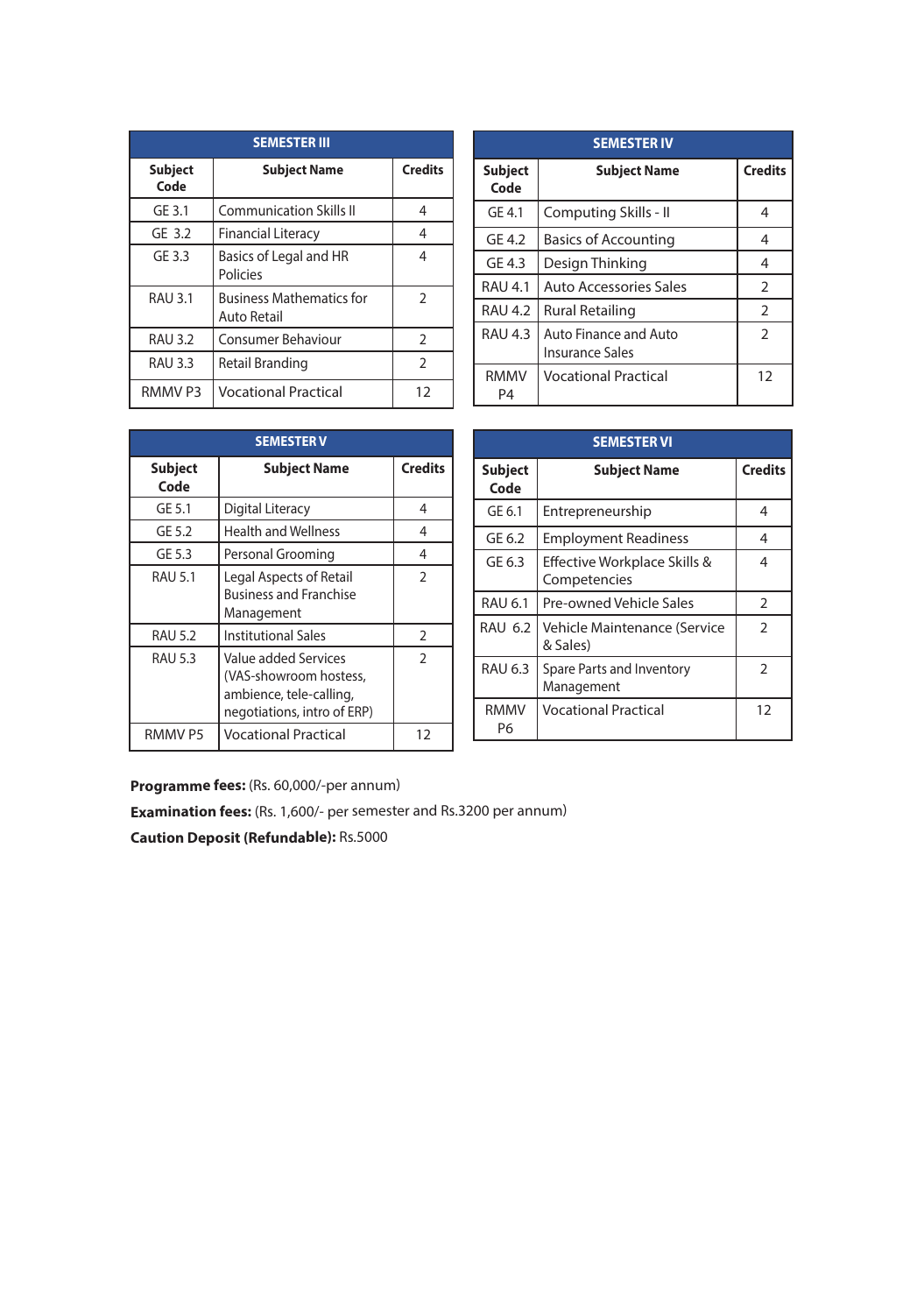| SEMESTER III | | |
|---|---|---|
| Subject Code | Subject Name | Credits |
| GE 3.1 | Communication Skills II | 4 |
| GE 3.2 | Financial Literacy | 4 |
| GE 3.3 | Basics of Legal and HR Policies | 4 |
| RAU 3.1 | Business Mathematics for Auto Retail | 2 |
| RAU 3.2 | Consumer Behaviour | 2 |
| RAU 3.3 | Retail Branding | 2 |
| RMMV P3 | Vocational Practical | 12 |

| SEMESTER IV | | |
|---|---|---|
| Subject Code | Subject Name | Credits |
| GE 4.1 | Computing Skills - II | 4 |
| GE 4.2 | Basics of Accounting | 4 |
| GE 4.3 | Design Thinking | 4 |
| RAU 4.1 | Auto Accessories Sales | 2 |
| RAU 4.2 | Rural Retailing | 2 |
| RAU 4.3 | Auto Finance and Auto Insurance Sales | 2 |
| RMMV P4 | Vocational Practical | 12 |

| SEMESTER V | | |
|---|---|---|
| Subject Code | Subject Name | Credits |
| GE 5.1 | Digital Literacy | 4 |
| GE 5.2 | Health and Wellness | 4 |
| GE 5.3 | Personal Grooming | 4 |
| RAU 5.1 | Legal Aspects of Retail Business and Franchise Management | 2 |
| RAU 5.2 | Institutional Sales | 2 |
| RAU 5.3 | Value added Services (VAS-showroom hostess, ambience, tele-calling, negotiations, intro of ERP) | 2 |
| RMMV P5 | Vocational Practical | 12 |

| SEMESTER VI | | |
|---|---|---|
| Subject Code | Subject Name | Credits |
| GE 6.1 | Entrepreneurship | 4 |
| GE 6.2 | Employment Readiness | 4 |
| GE 6.3 | Effective Workplace Skills & Competencies | 4 |
| RAU 6.1 | Pre-owned Vehicle Sales | 2 |
| RAU 6.2 | Vehicle Maintenance (Service & Sales) | 2 |
| RAU 6.3 | Spare Parts and Inventory Management | 2 |
| RMMV P6 | Vocational Practical | 12 |

**Programme fees:** (Rs. 60,000/-per annum)

**Examination fees:** (Rs. 1,600/- per semester and Rs.3200 per annum)

**Caution Deposit (Refundable):** Rs.5000